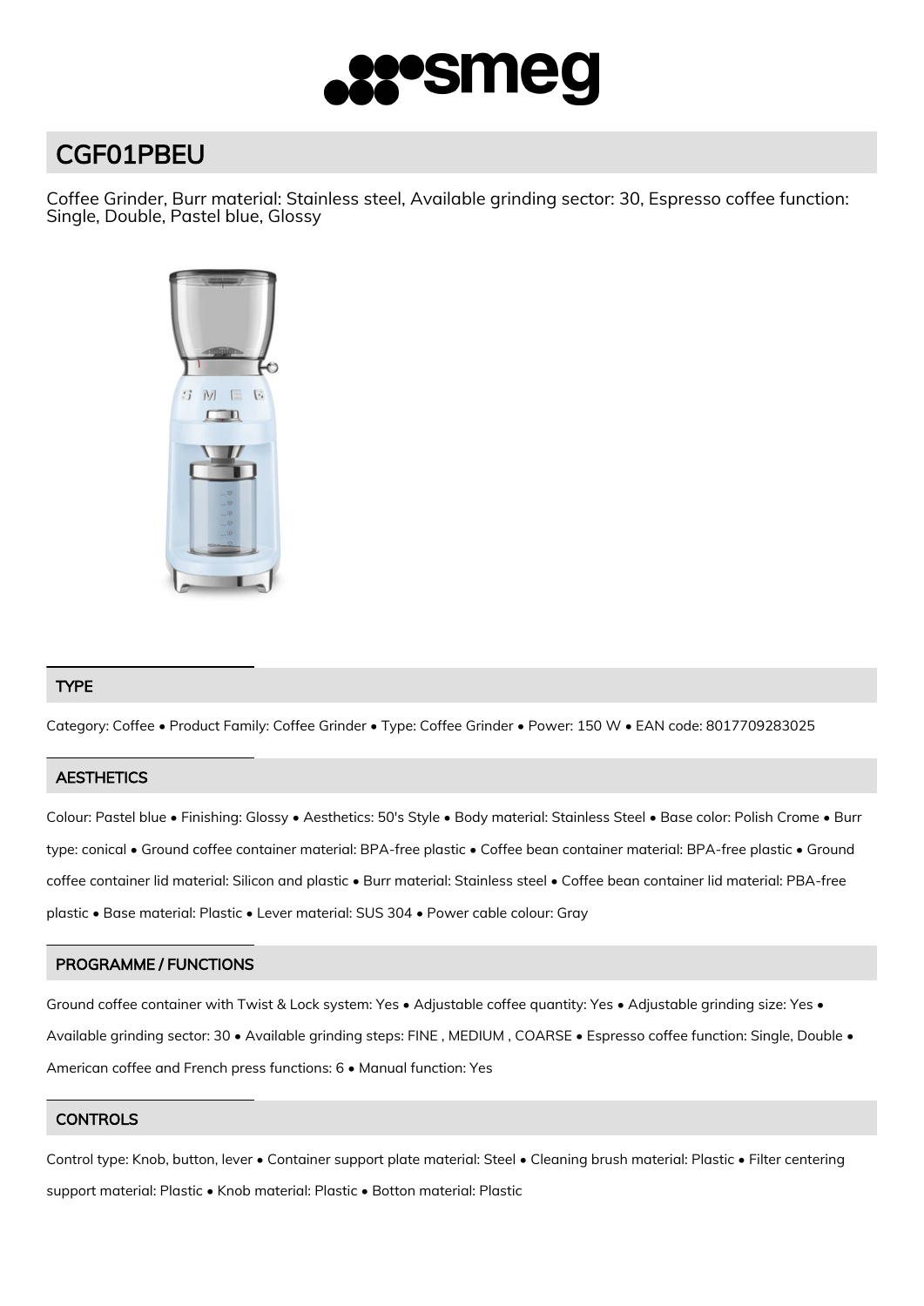# CGF01PBEU

Coffee Grinder, Burr material: Stainless steel, Available grinding sector: 30, Espresso coffee function: Single, Double, Pastel blue, Glossy

## TYPE

Category: Coffee • Product Family: Coffee Grinder • Type: Coffee Grinder • Power: 150 W • EAN code: 8017709283025

## AESTHETICS

Colour: Pastel blue • Finishing: Glossy • Aesthetics: 50's Style • Body material: Stainless Steel • Base color: Polish Crome • Burr type: conical • Ground coffee container material: BPA-free plastic • Coffee bean container material: BPA-free plastic • Ground coffee container lid material: Silicon and plastic • Burr material: Stainless steel • Coffee bean container lid material: PBA-free plastic • Base material: Plastic • Lever material: SUS 304 • Power cable colour: Gray

## PROGRAMME / FUNCTIONS

Ground coffee container with Twist & Lock system: Yes • Adjustable coffee quantity: Yes • Adjustable grinding size: Yes • Available grinding sector: 30 • Available grinding steps: FINE , MEDIUM , COARSE • Espresso coffee function: Single, Double • American coffee and French press functions: 6 • Manual function: Yes

## CONTROLS

Control type: Knob, button, lever • Container support plate material: Steel • Cleaning brush material: Plastic • Filter centering support material: Plastic • Knob material: Plastic • Botton material: Plastic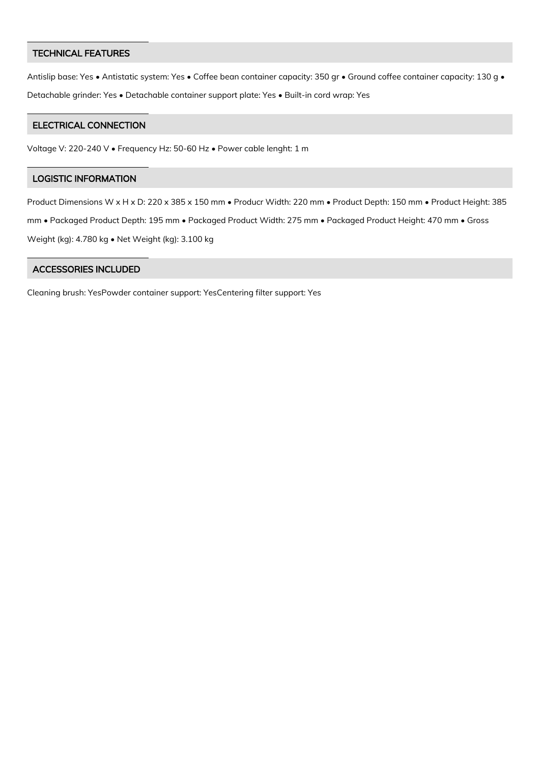## TECHNICAL FEATURES

Antislip base: Yes • Antistatic system: Yes • Coffee bean container capacity: 350 gr • Ground coffee container capacity: 130 g • Detachable grinder: Yes • Detachable container support plate: Yes • Built-in cord wrap: Yes

## ELECTRICAL CONNECTION

Voltage V: 220-240 V • Frequency Hz: 50-60 Hz • Power cable lenght: 1 m

## LOGISTIC INFORMATION

Product Dimensions W x H x D: 220 x 385 x 150 mm • Producr Width: 220 mm • Product Depth: 150 mm • Product Height: 385 mm • Packaged Product Depth: 195 mm • Packaged Product Width: 275 mm • Packaged Product Height: 470 mm • Gross Weight (kg): 4.780 kg • Net Weight (kg): 3.100 kg

## ACCESSORIES INCLUDED

Cleaning brush: YesPowder container support: YesCentering filter support: Yes